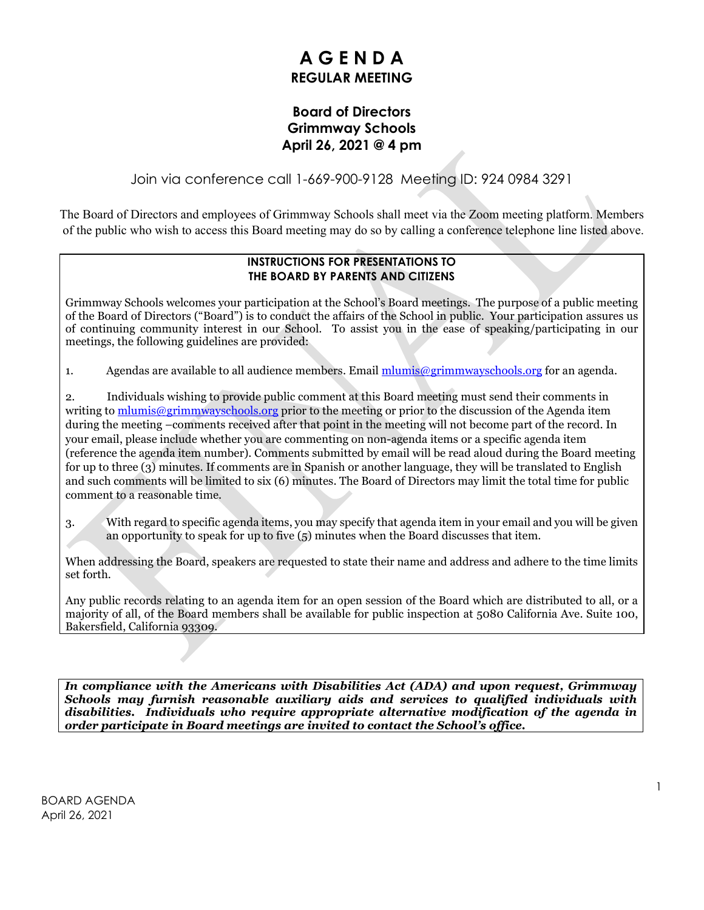# A G E N D A
## REGULAR MEETING

### Board of Directors
### Grimmway Schools
### April 26, 2021 @ 4 pm

Join via conference call 1-669-900-9128 Meeting ID: 924 0984 3291

The Board of Directors and employees of Grimmway Schools shall meet via the Zoom meeting platform. Members of the public who wish to access this Board meeting may do so by calling a conference telephone line listed above.

**INSTRUCTIONS FOR PRESENTATIONS TO THE BOARD BY PARENTS AND CITIZENS**

Grimmway Schools welcomes your participation at the School's Board meetings. The purpose of a public meeting of the Board of Directors ("Board") is to conduct the affairs of the School in public. Your participation assures us of continuing community interest in our School. To assist you in the ease of speaking/participating in our meetings, the following guidelines are provided:

1. Agendas are available to all audience members. Email mlumis@grimmwayschools.org for an agenda.

2. Individuals wishing to provide public comment at this Board meeting must send their comments in writing to mlumis@grimmwayschools.org prior to the meeting or prior to the discussion of the Agenda item during the meeting –comments received after that point in the meeting will not become part of the record. In your email, please include whether you are commenting on non-agenda items or a specific agenda item (reference the agenda item number). Comments submitted by email will be read aloud during the Board meeting for up to three (3) minutes. If comments are in Spanish or another language, they will be translated to English and such comments will be limited to six (6) minutes. The Board of Directors may limit the total time for public comment to a reasonable time.

3. With regard to specific agenda items, you may specify that agenda item in your email and you will be given an opportunity to speak for up to five (5) minutes when the Board discusses that item.

When addressing the Board, speakers are requested to state their name and address and adhere to the time limits set forth.

Any public records relating to an agenda item for an open session of the Board which are distributed to all, or a majority of all, of the Board members shall be available for public inspection at 5080 California Ave. Suite 100, Bakersfield, California 93309.

***In compliance with the Americans with Disabilities Act (ADA) and upon request, Grimmway Schools may furnish reasonable auxiliary aids and services to qualified individuals with disabilities. Individuals who require appropriate alternative modification of the agenda in order participate in Board meetings are invited to contact the School's office.***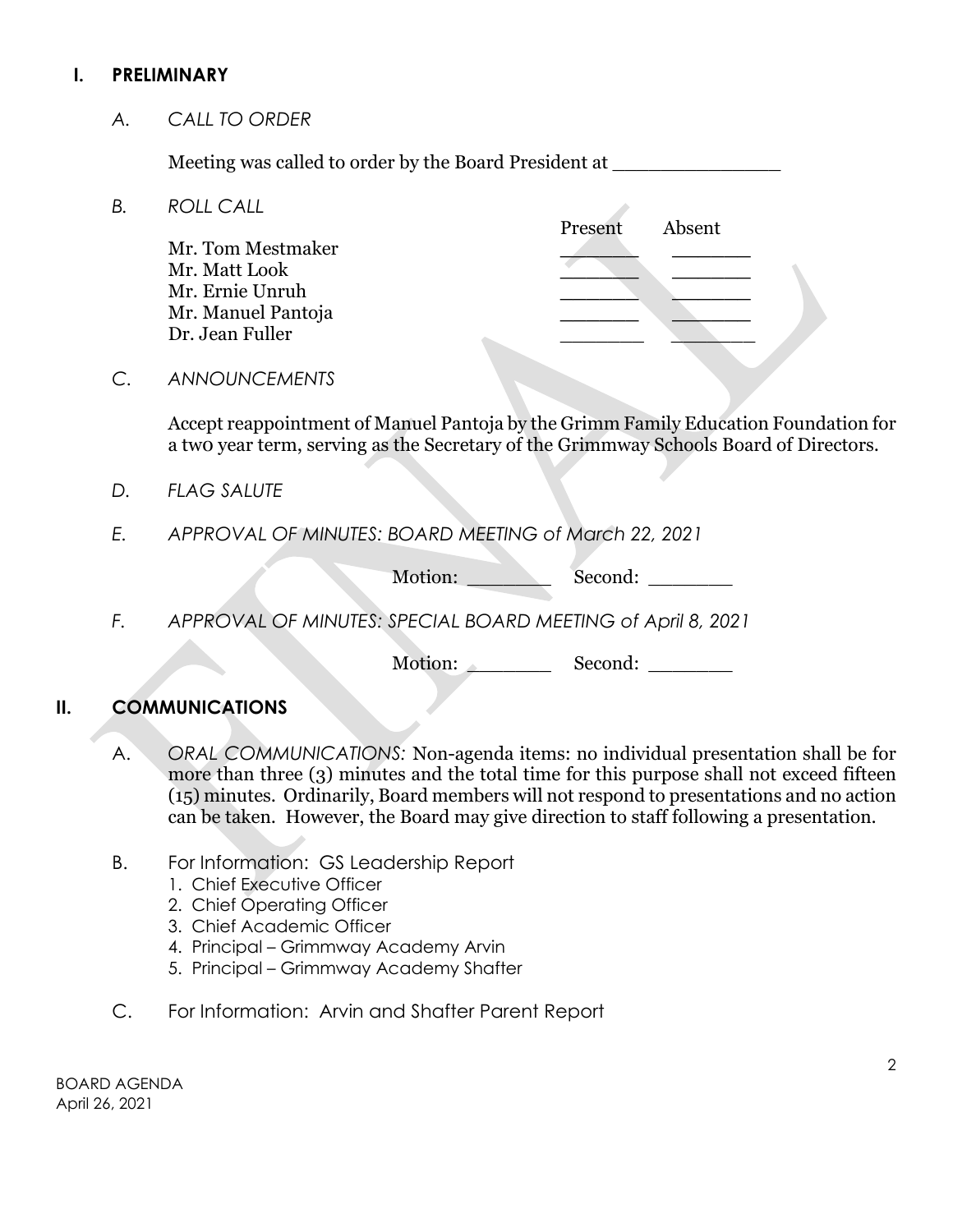## I. PRELIMINARY

*A. CALL TO ORDER*

Meeting was called to order by the Board President at _______________

*B. ROLL CALL*

| | Present | Absent |
|---|---|---|
| Mr. Tom Mestmaker | _______ | _______ |
| Mr. Matt Look | _______ | _______ |
| Mr. Ernie Unruh | _______ | _______ |
| Mr. Manuel Pantoja | _______ | _______ |
| Dr. Jean Fuller | _______ | _______ |

*C. ANNOUNCEMENTS*

Accept reappointment of Manuel Pantoja by the Grimm Family Education Foundation for a two year term, serving as the Secretary of the Grimmway Schools Board of Directors.

*D. FLAG SALUTE*

*E. APPROVAL OF MINUTES: BOARD MEETING of March 22, 2021*

Motion: _______ Second: _______

*F. APPROVAL OF MINUTES: SPECIAL BOARD MEETING of April 8, 2021*

Motion: _______ Second: _______

## II. COMMUNICATIONS

A. *ORAL COMMUNICATIONS:* Non-agenda items: no individual presentation shall be for more than three (3) minutes and the total time for this purpose shall not exceed fifteen (15) minutes. Ordinarily, Board members will not respond to presentations and no action can be taken. However, the Board may give direction to staff following a presentation.

B. For Information: GS Leadership Report
   1. Chief Executive Officer
   2. Chief Operating Officer
   3. Chief Academic Officer
   4. Principal – Grimmway Academy Arvin
   5. Principal – Grimmway Academy Shafter

C. For Information: Arvin and Shafter Parent Report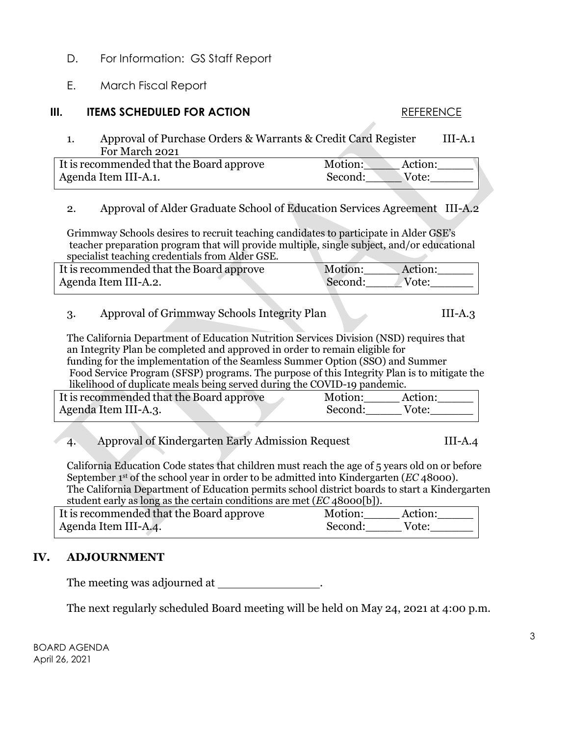D. For Information: GS Staff Report

E. March Fiscal Report

## III. ITEMS SCHEDULED FOR ACTION REFERENCE

1. Approval of Purchase Orders & Warrants & Credit Card Register For March 2021 — III-A.1

| | |
|---|---|
| It is recommended that the Board approve Agenda Item III-A.1. | Motion:\_\_\_\_\_ Action:\_\_\_\_\_ Second:\_\_\_\_\_ Vote:\_\_\_\_\_\_ |

2. Approval of Alder Graduate School of Education Services Agreement — III-A.2

Grimmway Schools desires to recruit teaching candidates to participate in Alder GSE's teacher preparation program that will provide multiple, single subject, and/or educational specialist teaching credentials from Alder GSE.

| | |
|---|---|
| It is recommended that the Board approve Agenda Item III-A.2. | Motion:\_\_\_\_\_ Action:\_\_\_\_\_ Second:\_\_\_\_\_ Vote:\_\_\_\_\_\_ |

3. Approval of Grimmway Schools Integrity Plan — III-A.3

The California Department of Education Nutrition Services Division (NSD) requires that an Integrity Plan be completed and approved in order to remain eligible for funding for the implementation of the Seamless Summer Option (SSO) and Summer Food Service Program (SFSP) programs. The purpose of this Integrity Plan is to mitigate the likelihood of duplicate meals being served during the COVID-19 pandemic.

| | |
|---|---|
| It is recommended that the Board approve Agenda Item III-A.3. | Motion:\_\_\_\_\_ Action:\_\_\_\_\_ Second:\_\_\_\_\_ Vote:\_\_\_\_\_\_ |

4. Approval of Kindergarten Early Admission Request — III-A.4

California Education Code states that children must reach the age of 5 years old on or before September 1st of the school year in order to be admitted into Kindergarten (*EC* 48000). The California Department of Education permits school district boards to start a Kindergarten student early as long as the certain conditions are met (*EC* 48000[b]).

| | |
|---|---|
| It is recommended that the Board approve Agenda Item III-A.4. | Motion:\_\_\_\_\_ Action:\_\_\_\_\_ Second:\_\_\_\_\_ Vote:\_\_\_\_\_\_ |

## IV. ADJOURNMENT

The meeting was adjourned at \_\_\_\_\_\_\_\_\_\_\_\_\_\_\_.

The next regularly scheduled Board meeting will be held on May 24, 2021 at 4:00 p.m.